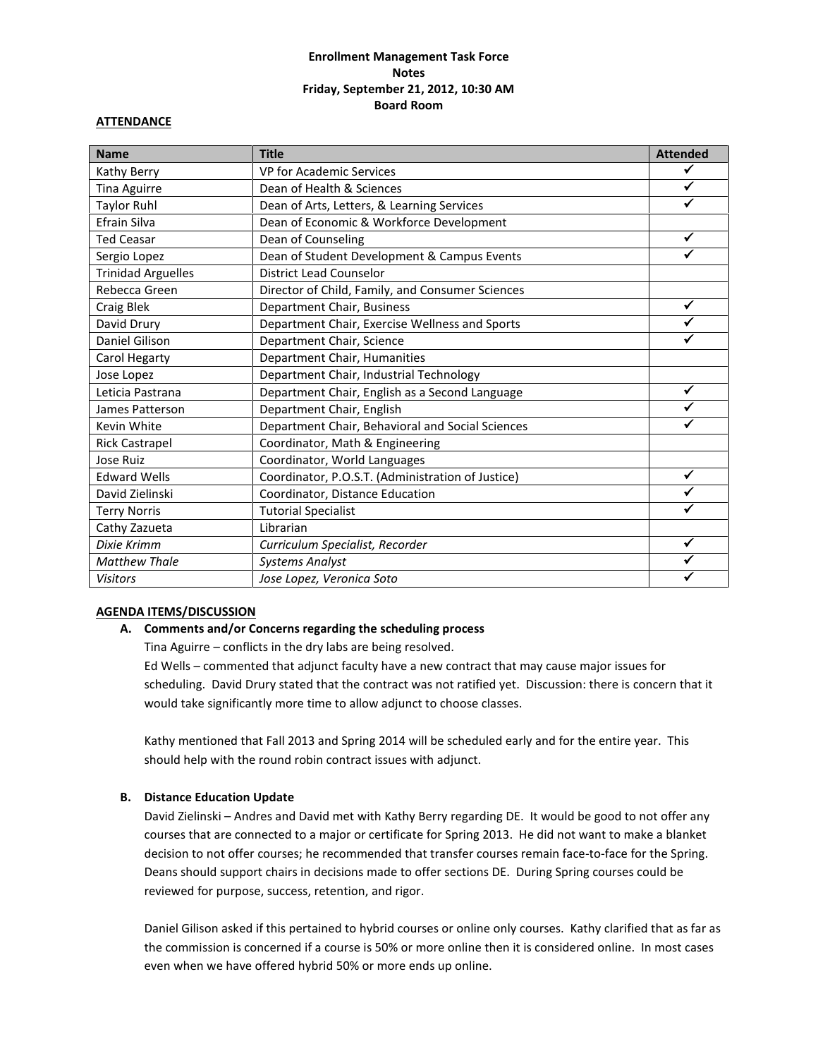**Enrollment Management Task Force**
**Notes**
**Friday, September 21, 2012, 10:30 AM**
**Board Room**

**ATTENDANCE**

| Name | Title | Attended |
|---|---|---|
| Kathy Berry | VP for Academic Services | ✓ |
| Tina Aguirre | Dean of Health & Sciences | ✓ |
| Taylor Ruhl | Dean of Arts, Letters, & Learning Services | ✓ |
| Efrain Silva | Dean of Economic & Workforce Development | |
| Ted Ceasar | Dean of Counseling | ✓ |
| Sergio Lopez | Dean of Student Development & Campus Events | ✓ |
| Trinidad Arguelles | District Lead Counselor | |
| Rebecca Green | Director of Child, Family, and Consumer Sciences | |
| Craig Blek | Department Chair, Business | ✓ |
| David Drury | Department Chair, Exercise Wellness and Sports | ✓ |
| Daniel Gilison | Department Chair, Science | ✓ |
| Carol Hegarty | Department Chair, Humanities | |
| Jose Lopez | Department Chair, Industrial Technology | |
| Leticia Pastrana | Department Chair, English as a Second Language | ✓ |
| James Patterson | Department Chair, English | ✓ |
| Kevin White | Department Chair, Behavioral and Social Sciences | ✓ |
| Rick Castrapel | Coordinator, Math & Engineering | |
| Jose Ruiz | Coordinator, World Languages | |
| Edward Wells | Coordinator, P.O.S.T. (Administration of Justice) | ✓ |
| David Zielinski | Coordinator, Distance Education | ✓ |
| Terry Norris | Tutorial Specialist | ✓ |
| Cathy Zazueta | Librarian | |
| *Dixie Krimm* | *Curriculum Specialist, Recorder* | ✓ |
| *Matthew Thale* | *Systems Analyst* | ✓ |
| *Visitors* | *Jose Lopez, Veronica Soto* | ✓ |

**AGENDA ITEMS/DISCUSSION**

**A. Comments and/or Concerns regarding the scheduling process**

Tina Aguirre – conflicts in the dry labs are being resolved.
Ed Wells – commented that adjunct faculty have a new contract that may cause major issues for scheduling. David Drury stated that the contract was not ratified yet. Discussion: there is concern that it would take significantly more time to allow adjunct to choose classes.

Kathy mentioned that Fall 2013 and Spring 2014 will be scheduled early and for the entire year. This should help with the round robin contract issues with adjunct.

**B. Distance Education Update**

David Zielinski – Andres and David met with Kathy Berry regarding DE. It would be good to not offer any courses that are connected to a major or certificate for Spring 2013. He did not want to make a blanket decision to not offer courses; he recommended that transfer courses remain face-to-face for the Spring. Deans should support chairs in decisions made to offer sections DE. During Spring courses could be reviewed for purpose, success, retention, and rigor.

Daniel Gilison asked if this pertained to hybrid courses or online only courses. Kathy clarified that as far as the commission is concerned if a course is 50% or more online then it is considered online. In most cases even when we have offered hybrid 50% or more ends up online.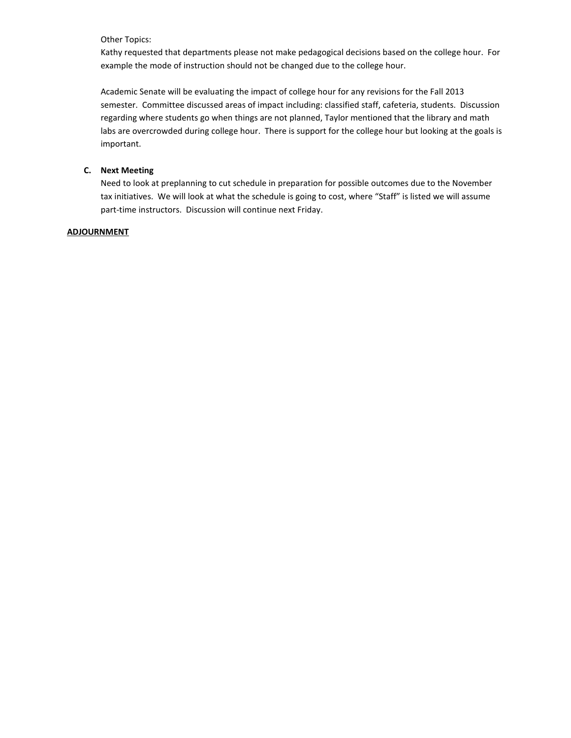Other Topics:

Kathy requested that departments please not make pedagogical decisions based on the college hour. For example the mode of instruction should not be changed due to the college hour.

Academic Senate will be evaluating the impact of college hour for any revisions for the Fall 2013 semester. Committee discussed areas of impact including: classified staff, cafeteria, students. Discussion regarding where students go when things are not planned, Taylor mentioned that the library and math labs are overcrowded during college hour. There is support for the college hour but looking at the goals is important.

### C. Next Meeting

Need to look at preplanning to cut schedule in preparation for possible outcomes due to the November tax initiatives. We will look at what the schedule is going to cost, where "Staff" is listed we will assume part-time instructors. Discussion will continue next Friday.

## ADJOURNMENT